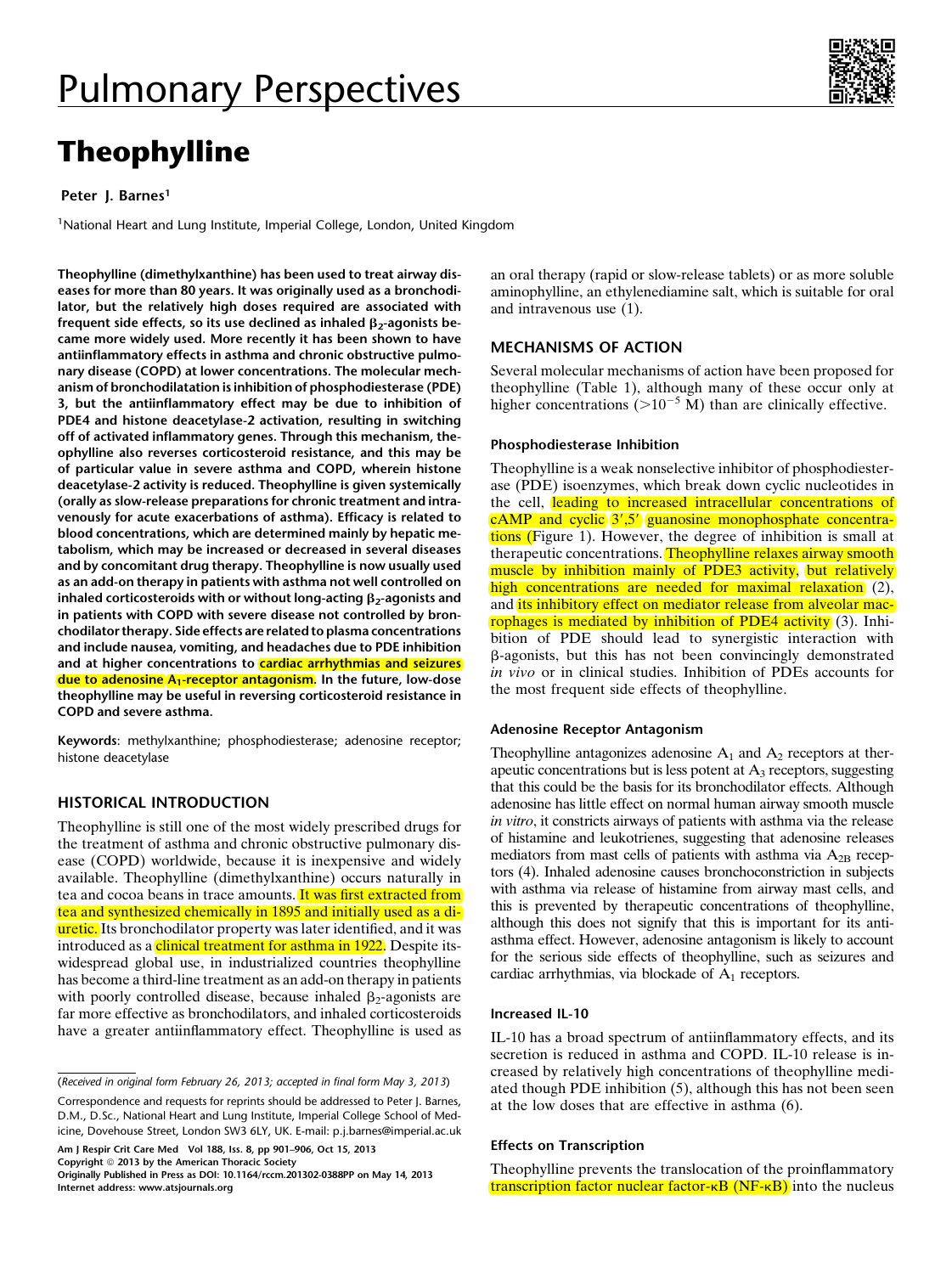# Pulmonary Perspectives

# Theophylline

Peter J. Barnes[1]

[1]National Heart and Lung Institute, Imperial College, London, United Kingdom

**Theophylline (dimethylxanthine) has been used to treat airway diseases for more than 80 years. It was originally used as a bronchodilator, but the relatively high doses required are associated with frequent side effects, so its use declined as inhaled $\beta_2$-agonists became more widely used. More recently it has been shown to have antiinflammatory effects in asthma and chronic obstructive pulmonary disease (COPD) at lower concentrations. The molecular mechanism of bronchodilatation is inhibition of phosphodiesterase (PDE) 3, but the antiinflammatory effect may be due to inhibition of PDE4 and histone deacetylase-2 activation, resulting in switching off of activated inflammatory genes. Through this mechanism, theophylline also reverses corticosteroid resistance, and this may be of particular value in severe asthma and COPD, wherein histone deacetylase-2 activity is reduced. Theophylline is given systemically (orally as slow-release preparations for chronic treatment and intravenously for acute exacerbations of asthma). Efficacy is related to blood concentrations, which are determined mainly by hepatic metabolism, which may be increased or decreased in several diseases and by concomitant drug therapy. Theophylline is now usually used as an add-on therapy in patients with asthma not well controlled on inhaled corticosteroids with or without long-acting $\beta_2$-agonists and in patients with COPD with severe disease not controlled by bronchodilator therapy. Side effects are related to plasma concentrations and include nausea, vomiting, and headaches due to PDE inhibition and at higher concentrations to cardiac arrhythmias and seizures due to adenosine $A_1$-receptor antagonism. In the future, low-dose theophylline may be useful in reversing corticosteroid resistance in COPD and severe asthma.**

**Keywords**: methylxanthine; phosphodiesterase; adenosine receptor; histone deacetylase

## HISTORICAL INTRODUCTION

Theophylline is still one of the most widely prescribed drugs for the treatment of asthma and chronic obstructive pulmonary disease (COPD) worldwide, because it is inexpensive and widely available. Theophylline (dimethylxanthine) occurs naturally in tea and cocoa beans in trace amounts. It was first extracted from tea and synthesized chemically in 1895 and initially used as a diuretic. Its bronchodilator property was later identified, and it was introduced as a clinical treatment for asthma in 1922. Despite its widespread global use, in industrialized countries theophylline has become a third-line treatment as an add-on therapy in patients with poorly controlled disease, because inhaled $\beta_2$-agonists are far more effective as bronchodilators, and inhaled corticosteroids have a greater antiinflammatory effect. Theophylline is used as an oral therapy (rapid or slow-release tablets) or as more soluble aminophylline, an ethylenediamine salt, which is suitable for oral and intravenous use (1).

(*Received in original form February 26, 2013; accepted in final form May 3, 2013*)

Correspondence and requests for reprints should be addressed to Peter J. Barnes, D.M., D.Sc., National Heart and Lung Institute, Imperial College School of Medicine, Dovehouse Street, London SW3 6LY, UK. E-mail: p.j.barnes@imperial.ac.uk

Am J Respir Crit Care Med Vol 188, Iss. 8, pp 901–906, Oct 15, 2013
Copyright © 2013 by the American Thoracic Society
Originally Published in Press as DOI: 10.1164/rccm.201302-0388PP on May 14, 2013
Internet address: www.atsjournals.org

## MECHANISMS OF ACTION

Several molecular mechanisms of action have been proposed for theophylline (Table 1), although many of these occur only at higher concentrations ($>10^{-5}$ M) than are clinically effective.

### Phosphodiesterase Inhibition

Theophylline is a weak nonselective inhibitor of phosphodiesterase (PDE) isoenzymes, which break down cyclic nucleotides in the cell, leading to increased intracellular concentrations of cAMP and cyclic 3′,5′ guanosine monophosphate concentrations (Figure 1). However, the degree of inhibition is small at therapeutic concentrations. Theophylline relaxes airway smooth muscle by inhibition mainly of PDE3 activity, but relatively high concentrations are needed for maximal relaxation (2), and its inhibitory effect on mediator release from alveolar macrophages is mediated by inhibition of PDE4 activity (3). Inhibition of PDE should lead to synergistic interaction with β-agonists, but this has not been convincingly demonstrated *in vivo* or in clinical studies. Inhibition of PDEs accounts for the most frequent side effects of theophylline.

### Adenosine Receptor Antagonism

Theophylline antagonizes adenosine $A_1$ and $A_2$ receptors at therapeutic concentrations but is less potent at $A_3$ receptors, suggesting that this could be the basis for its bronchodilator effects. Although adenosine has little effect on normal human airway smooth muscle *in vitro*, it constricts airways of patients with asthma via the release of histamine and leukotrienes, suggesting that adenosine releases mediators from mast cells of patients with asthma via $A_{2B}$ receptors (4). Inhaled adenosine causes bronchoconstriction in subjects with asthma via release of histamine from airway mast cells, and this is prevented by therapeutic concentrations of theophylline, although this does not signify that this is important for its antiasthma effect. However, adenosine antagonism is likely to account for the serious side effects of theophylline, such as seizures and cardiac arrhythmias, via blockade of $A_1$ receptors.

### Increased IL-10

IL-10 has a broad spectrum of antiinflammatory effects, and its secretion is reduced in asthma and COPD. IL-10 release is increased by relatively high concentrations of theophylline mediated though PDE inhibition (5), although this has not been seen at the low doses that are effective in asthma (6).

### Effects on Transcription

Theophylline prevents the translocation of the proinflammatory transcription factor nuclear factor-κB (NF-κB) into the nucleus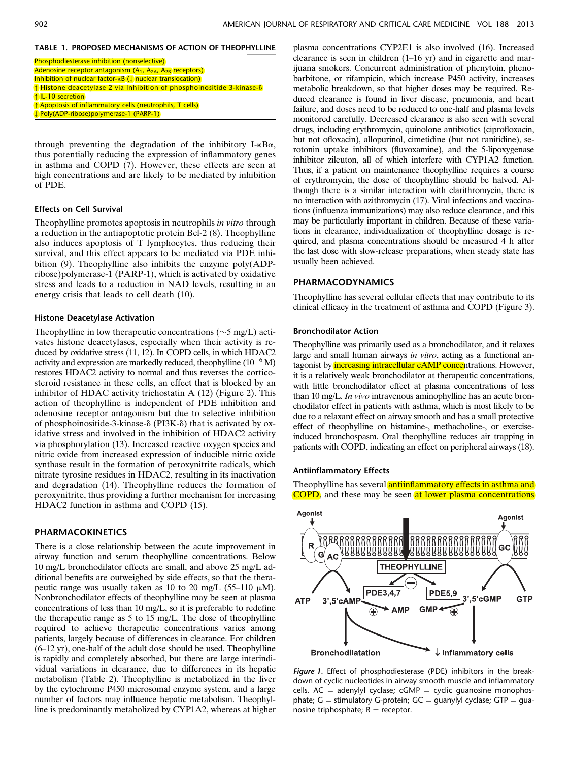**TABLE 1. PROPOSED MECHANISMS OF ACTION OF THEOPHYLLINE**

| |
|---|
| Phosphodiesterase inhibition (nonselective) |
| Adenosine receptor antagonism ($A_1$, $A_{2A}$, $A_{2B}$ receptors) |
| Inhibition of nuclear factor-κB (↓ nuclear translocation) |
| ↑ Histone deacetylase 2 via Inhibition of phosphoinositide 3-kinase-δ |
| ↑ IL-10 secretion |
| ↑ Apoptosis of inflammatory cells (neutrophils, T cells) |
| ↓ Poly(ADP-ribose)polymerase-1 (PARP-1) |

through preventing the degradation of the inhibitory I-κBα, thus potentially reducing the expression of inflammatory genes in asthma and COPD (7). However, these effects are seen at high concentrations and are likely to be mediated by inhibition of PDE.

### Effects on Cell Survival

Theophylline promotes apoptosis in neutrophils *in vitro* through a reduction in the antiapoptotic protein Bcl-2 (8). Theophylline also induces apoptosis of T lymphocytes, thus reducing their survival, and this effect appears to be mediated via PDE inhibition (9). Theophylline also inhibits the enzyme poly(ADP-ribose)polymerase-1 (PARP-1), which is activated by oxidative stress and leads to a reduction in NAD levels, resulting in an energy crisis that leads to cell death (10).

### Histone Deacetylase Activation

Theophylline in low therapeutic concentrations (~5 mg/L) activates histone deacetylases, especially when their activity is reduced by oxidative stress (11, 12). In COPD cells, in which HDAC2 activity and expression are markedly reduced, theophylline ($10^{-6}$ M) restores HDAC2 activity to normal and thus reverses the corticosteroid resistance in these cells, an effect that is blocked by an inhibitor of HDAC activity trichostatin A (12) (Figure 2). This action of theophylline is independent of PDE inhibition and adenosine receptor antagonism but due to selective inhibition of phosphoinositide-3-kinase-δ (PI3K-δ) that is activated by oxidative stress and involved in the inhibition of HDAC2 activity via phosphorylation (13). Increased reactive oxygen species and nitric oxide from increased expression of inducible nitric oxide synthase result in the formation of peroxynitrite radicals, which nitrate tyrosine residues in HDAC2, resulting in its inactivation and degradation (14). Theophylline reduces the formation of peroxynitrite, thus providing a further mechanism for increasing HDAC2 function in asthma and COPD (15).

## PHARMACOKINETICS

There is a close relationship between the acute improvement in airway function and serum theophylline concentrations. Below 10 mg/L bronchodilator effects are small, and above 25 mg/L additional benefits are outweighed by side effects, so that the therapeutic range was usually taken as 10 to 20 mg/L (55–110 μM). Nonbronchodilator effects of theophylline may be seen at plasma concentrations of less than 10 mg/L, so it is preferable to redefine the therapeutic range as 5 to 15 mg/L. The dose of theophylline required to achieve therapeutic concentrations varies among patients, largely because of differences in clearance. For children (6–12 yr), one-half of the adult dose should be used. Theophylline is rapidly and completely absorbed, but there are large interindividual variations in clearance, due to differences in its hepatic metabolism (Table 2). Theophylline is metabolized in the liver by the cytochrome P450 microsomal enzyme system, and a large number of factors may influence hepatic metabolism. Theophylline is predominantly metabolized by CYP1A2, whereas at higher plasma concentrations CYP2E1 is also involved (16). Increased clearance is seen in children (1–16 yr) and in cigarette and marijuana smokers. Concurrent administration of phenytoin, phenobarbitone, or rifampicin, which increase P450 activity, increases metabolic breakdown, so that higher doses may be required. Reduced clearance is found in liver disease, pneumonia, and heart failure, and doses need to be reduced to one-half and plasma levels monitored carefully. Decreased clearance is also seen with several drugs, including erythromycin, quinolone antibiotics (ciprofloxacin, but not ofloxacin), allopurinol, cimetidine (but not ranitidine), serotonin uptake inhibitors (fluvoxamine), and the 5-lipoxygenase inhibitor zileuton, all of which interfere with CYP1A2 function. Thus, if a patient on maintenance theophylline requires a course of erythromycin, the dose of theophylline should be halved. Although there is a similar interaction with clarithromycin, there is no interaction with azithromycin (17). Viral infections and vaccinations (influenza immunizations) may also reduce clearance, and this may be particularly important in children. Because of these variations in clearance, individualization of theophylline dosage is required, and plasma concentrations should be measured 4 h after the last dose with slow-release preparations, when steady state has usually been achieved.

## PHARMACODYNAMICS

Theophylline has several cellular effects that may contribute to its clinical efficacy in the treatment of asthma and COPD (Figure 3).

### Bronchodilator Action

Theophylline was primarily used as a bronchodilator, and it relaxes large and small human airways *in vitro*, acting as a functional antagonist by increasing intracellular cAMP concentrations. However, it is a relatively weak bronchodilator at therapeutic concentrations, with little bronchodilator effect at plasma concentrations of less than 10 mg/L. *In vivo* intravenous aminophylline has an acute bronchodilator effect in patients with asthma, which is most likely to be due to a relaxant effect on airway smooth and has a small protective effect of theophylline on histamine-, methacholine-, or exercise-induced bronchospasm. Oral theophylline reduces air trapping in patients with COPD, indicating an effect on peripheral airways (18).

### Antiinflammatory Effects

Theophylline has several antiinflammatory effects in asthma and COPD, and these may be seen at lower plasma concentrations

*Figure 1.* Effect of phosphodiesterase (PDE) inhibitors in the breakdown of cyclic nucleotides in airway smooth muscle and inflammatory cells. AC = adenylyl cyclase; cGMP = cyclic guanosine monophosphate; G = stimulatory G-protein; GC = guanylyl cyclase; GTP = guanosine triphosphate; R = receptor.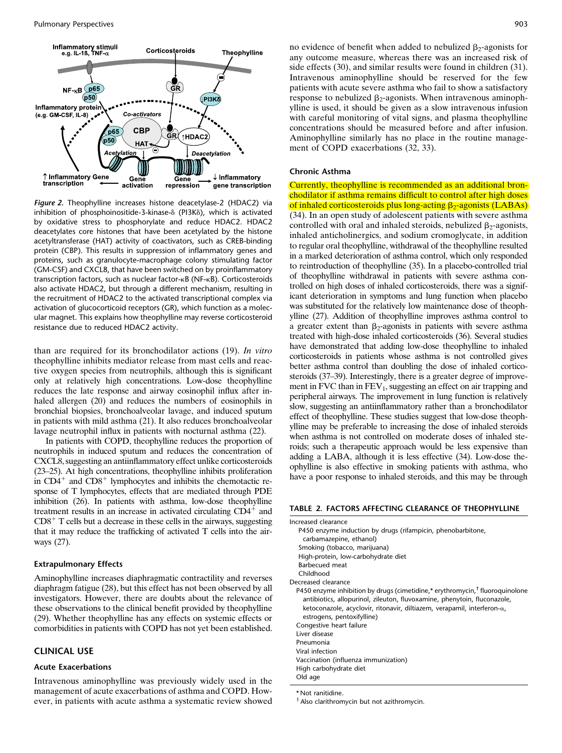*Figure 2.* Theophylline increases histone deacetylase-2 (HDAC2) via inhibition of phosphoinositide-3-kinase-δ (PI3Kδ), which is activated by oxidative stress to phosphorylate and reduce HDAC2. HDAC2 deacetylates core histones that have been acetylated by the histone acetyltransferase (HAT) activity of coactivators, such as CREB-binding protein (CBP). This results in suppression of inflammatory genes and proteins, such as granulocyte-macrophage colony stimulating factor (GM-CSF) and CXCL8, that have been switched on by proinflammatory transcription factors, such as nuclear factor-κB (NF-κB). Corticosteroids also activate HDAC2, but through a different mechanism, resulting in the recruitment of HDAC2 to the activated transcriptional complex via activation of glucocorticoid receptors (GR), which function as a molecular magnet. This explains how theophylline may reverse corticosteroid resistance due to reduced HDAC2 activity.

than are required for its bronchodilator actions (19). *In vitro* theophylline inhibits mediator release from mast cells and reactive oxygen species from neutrophils, although this is significant only at relatively high concentrations. Low-dose theophylline reduces the late response and airway eosinophil influx after inhaled allergen (20) and reduces the numbers of eosinophils in bronchial biopsies, bronchoalveolar lavage, and induced sputum in patients with mild asthma (21). It also reduces bronchoalveolar lavage neutrophil influx in patients with nocturnal asthma (22).

In patients with COPD, theophylline reduces the proportion of neutrophils in induced sputum and reduces the concentration of CXCL8, suggesting an antiinflammatory effect unlike corticosteroids (23–25). At high concentrations, theophylline inhibits proliferation in $CD4^+$ and $CD8^+$ lymphocytes and inhibits the chemotactic response of T lymphocytes, effects that are mediated through PDE inhibition (26). In patients with asthma, low-dose theophylline treatment results in an increase in activated circulating $CD4^+$ and $CD8^+$ T cells but a decrease in these cells in the airways, suggesting that it may reduce the trafficking of activated T cells into the airways (27).

### Extrapulmonary Effects

Aminophylline increases diaphragmatic contractility and reverses diaphragm fatigue (28), but this effect has not been observed by all investigators. However, there are doubts about the relevance of these observations to the clinical benefit provided by theophylline (29). Whether theophylline has any effects on systemic effects or comorbidities in patients with COPD has not yet been established.

## CLINICAL USE

### Acute Exacerbations

Intravenous aminophylline was previously widely used in the management of acute exacerbations of asthma and COPD. However, in patients with acute asthma a systematic review showed no evidence of benefit when added to nebulized $\beta_2$-agonists for any outcome measure, whereas there was an increased risk of side effects (30), and similar results were found in children (31). Intravenous aminophylline should be reserved for the few patients with acute severe asthma who fail to show a satisfactory response to nebulized $\beta_2$-agonists. When intravenous aminophylline is used, it should be given as a slow intravenous infusion with careful monitoring of vital signs, and plasma theophylline concentrations should be measured before and after infusion. Aminophylline similarly has no place in the routine management of COPD exacerbations (32, 33).

### Chronic Asthma

Currently, theophylline is recommended as an additional bronchodilator if asthma remains difficult to control after high doses of inhaled corticosteroids plus long-acting $\beta_2$-agonists (LABAs) (34). In an open study of adolescent patients with severe asthma controlled with oral and inhaled steroids, nebulized $\beta_2$-agonists, inhaled anticholinergics, and sodium cromoglycate, in addition to regular oral theophylline, withdrawal of the theophylline resulted in a marked deterioration of asthma control, which only responded to reintroduction of theophylline (35). In a placebo-controlled trial of theophylline withdrawal in patients with severe asthma controlled on high doses of inhaled corticosteroids, there was a significant deterioration in symptoms and lung function when placebo was substituted for the relatively low maintenance dose of theophylline (27). Addition of theophylline improves asthma control to a greater extent than $\beta_2$-agonists in patients with severe asthma treated with high-dose inhaled corticosteroids (36). Several studies have demonstrated that adding low-dose theophylline to inhaled corticosteroids in patients whose asthma is not controlled gives better asthma control than doubling the dose of inhaled corticosteroids (37–39). Interestingly, there is a greater degree of improvement in FVC than in $FEV_1$, suggesting an effect on air trapping and peripheral airways. The improvement in lung function is relatively slow, suggesting an antiinflammatory rather than a bronchodilator effect of theophylline. These studies suggest that low-dose theophylline may be preferable to increasing the dose of inhaled steroids when asthma is not controlled on moderate doses of inhaled steroids; such a therapeutic approach would be less expensive than adding a LABA, although it is less effective (34). Low-dose theophylline is also effective in smoking patients with asthma, who have a poor response to inhaled steroids, and this may be through

**TABLE 2. FACTORS AFFECTING CLEARANCE OF THEOPHYLLINE**

| |
|---|
| Increased clearance |
| P450 enzyme induction by drugs (rifampicin, phenobarbitone, carbamazepine, ethanol) |
| Smoking (tobacco, marijuana) |
| High-protein, low-carbohydrate diet |
| Barbecued meat |
| Childhood |
| Decreased clearance |
| P450 enzyme inhibition by drugs (cimetidine,* erythromycin,† fluoroquinolone antibiotics, allopurinol, zileuton, fluvoxamine, phenytoin, fluconazole, ketoconazole, acyclovir, ritonavir, diltiazem, verapamil, interferon-α, estrogens, pentoxifylline) |
| Congestive heart failure |
| Liver disease |
| Pneumonia |
| Viral infection |
| Vaccination (influenza immunization) |
| High carbohydrate diet |
| Old age |

\* Not ranitidine.

† Also clarithromycin but not azithromycin.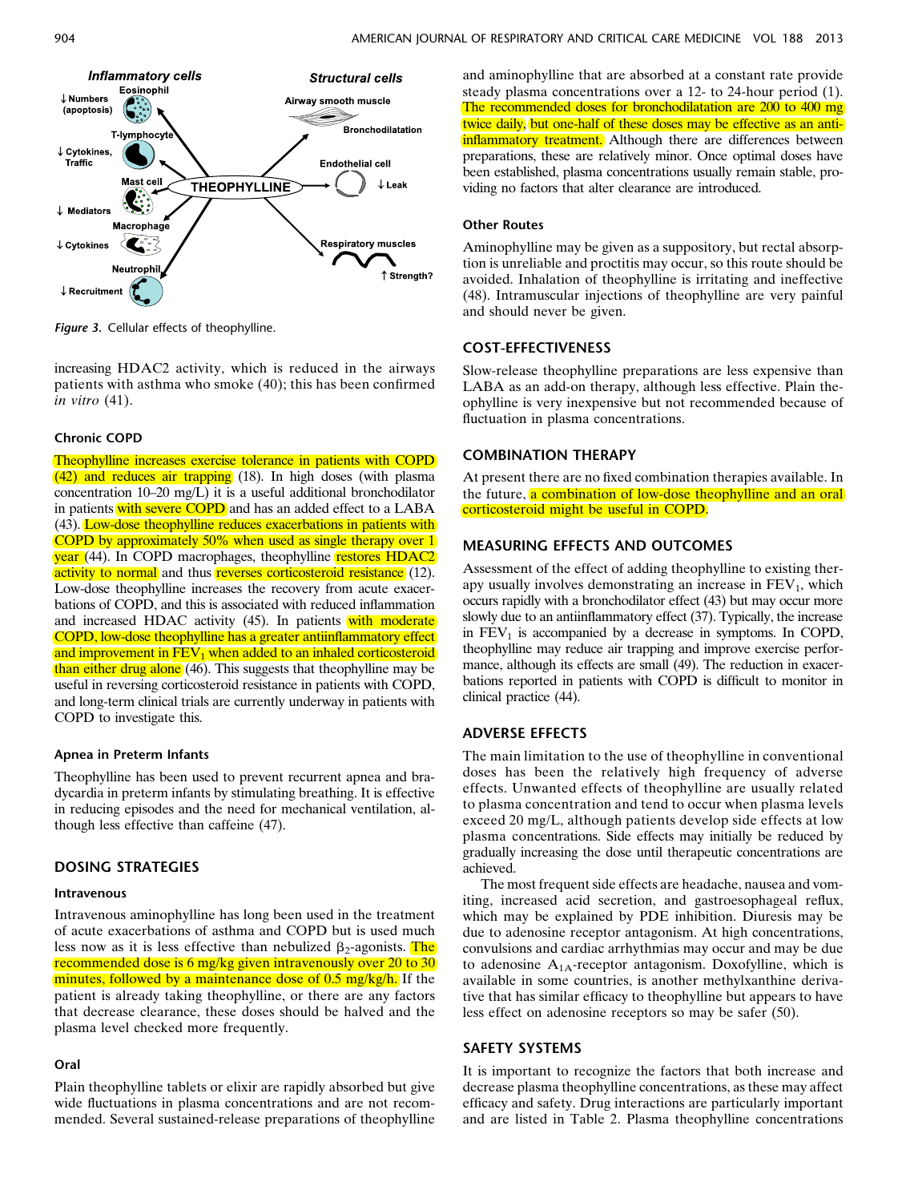*Figure 3.* Cellular effects of theophylline.

increasing HDAC2 activity, which is reduced in the airways patients with asthma who smoke (40); this has been confirmed *in vitro* (41).

#### Chronic COPD

Theophylline increases exercise tolerance in patients with COPD (42) and reduces air trapping (18). In high doses (with plasma concentration 10–20 mg/L) it is a useful additional bronchodilator in patients with severe COPD and has an added effect to a LABA (43). Low-dose theophylline reduces exacerbations in patients with COPD by approximately 50% when used as single therapy over 1 year (44). In COPD macrophages, theophylline restores HDAC2 activity to normal and thus reverses corticosteroid resistance (12). Low-dose theophylline increases the recovery from acute exacerbations of COPD, and this is associated with reduced inflammation and increased HDAC activity (45). In patients with moderate COPD, low-dose theophylline has a greater antiinflammatory effect and improvement in $FEV_1$ when added to an inhaled corticosteroid than either drug alone (46). This suggests that theophylline may be useful in reversing corticosteroid resistance in patients with COPD, and long-term clinical trials are currently underway in patients with COPD to investigate this.

#### Apnea in Preterm Infants

Theophylline has been used to prevent recurrent apnea and bradycardia in preterm infants by stimulating breathing. It is effective in reducing episodes and the need for mechanical ventilation, although less effective than caffeine (47).

## DOSING STRATEGIES

#### Intravenous

Intravenous aminophylline has long been used in the treatment of acute exacerbations of asthma and COPD but is used much less now as it is less effective than nebulized $\beta_2$-agonists. The recommended dose is 6 mg/kg given intravenously over 20 to 30 minutes, followed by a maintenance dose of 0.5 mg/kg/h. If the patient is already taking theophylline, or there are any factors that decrease clearance, these doses should be halved and the plasma level checked more frequently.

#### Oral

Plain theophylline tablets or elixir are rapidly absorbed but give wide fluctuations in plasma concentrations and are not recommended. Several sustained-release preparations of theophylline and aminophylline that are absorbed at a constant rate provide steady plasma concentrations over a 12- to 24-hour period (1). The recommended doses for bronchodilatation are 200 to 400 mg twice daily, but one-half of these doses may be effective as an antiinflammatory treatment. Although there are differences between preparations, these are relatively minor. Once optimal doses have been established, plasma concentrations usually remain stable, providing no factors that alter clearance are introduced.

#### Other Routes

Aminophylline may be given as a suppository, but rectal absorption is unreliable and proctitis may occur, so this route should be avoided. Inhalation of theophylline is irritating and ineffective (48). Intramuscular injections of theophylline are very painful and should never be given.

## COST-EFFECTIVENESS

Slow-release theophylline preparations are less expensive than LABA as an add-on therapy, although less effective. Plain theophylline is very inexpensive but not recommended because of fluctuation in plasma concentrations.

## COMBINATION THERAPY

At present there are no fixed combination therapies available. In the future, a combination of low-dose theophylline and an oral corticosteroid might be useful in COPD.

## MEASURING EFFECTS AND OUTCOMES

Assessment of the effect of adding theophylline to existing therapy usually involves demonstrating an increase in $FEV_1$, which occurs rapidly with a bronchodilator effect (43) but may occur more slowly due to an antiinflammatory effect (37). Typically, the increase in $FEV_1$ is accompanied by a decrease in symptoms. In COPD, theophylline may reduce air trapping and improve exercise performance, although its effects are small (49). The reduction in exacerbations reported in patients with COPD is difficult to monitor in clinical practice (44).

## ADVERSE EFFECTS

The main limitation to the use of theophylline in conventional doses has been the relatively high frequency of adverse effects. Unwanted effects of theophylline are usually related to plasma concentration and tend to occur when plasma levels exceed 20 mg/L, although patients develop side effects at low plasma concentrations. Side effects may initially be reduced by gradually increasing the dose until therapeutic concentrations are achieved.

The most frequent side effects are headache, nausea and vomiting, increased acid secretion, and gastroesophageal reflux, which may be explained by PDE inhibition. Diuresis may be due to adenosine receptor antagonism. At high concentrations, convulsions and cardiac arrhythmias may occur and may be due to adenosine $A_{1A}$-receptor antagonism. Doxofylline, which is available in some countries, is another methylxanthine derivative that has similar efficacy to theophylline but appears to have less effect on adenosine receptors so may be safer (50).

## SAFETY SYSTEMS

It is important to recognize the factors that both increase and decrease plasma theophylline concentrations, as these may affect efficacy and safety. Drug interactions are particularly important and are listed in Table 2. Plasma theophylline concentrations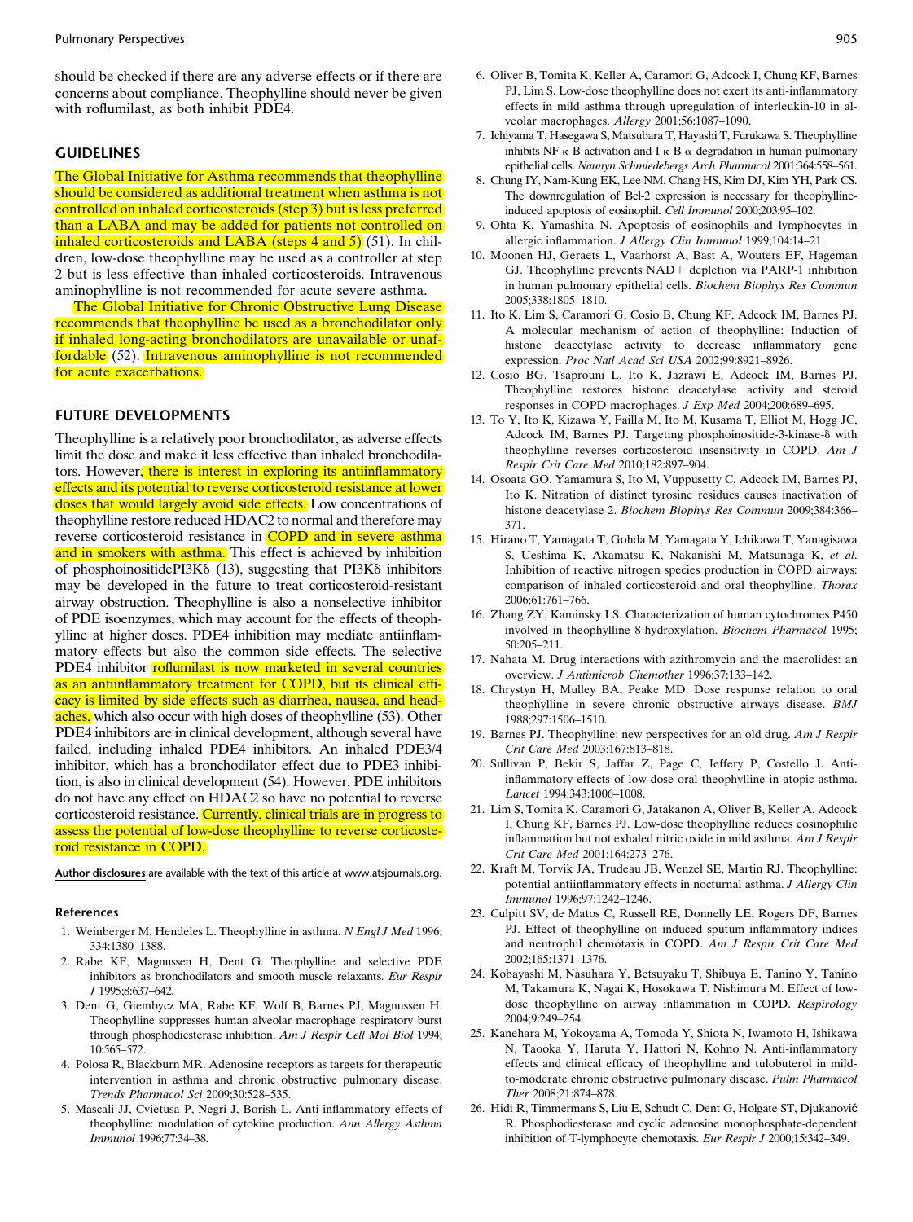should be checked if there are any adverse effects or if there are concerns about compliance. Theophylline should never be given with roflumilast, as both inhibit PDE4.

## GUIDELINES

The Global Initiative for Asthma recommends that theophylline should be considered as additional treatment when asthma is not controlled on inhaled corticosteroids (step 3) but is less preferred than a LABA and may be added for patients not controlled on inhaled corticosteroids and LABA (steps 4 and 5) (51). In children, low-dose theophylline may be used as a controller at step 2 but is less effective than inhaled corticosteroids. Intravenous aminophylline is not recommended for acute severe asthma.

The Global Initiative for Chronic Obstructive Lung Disease recommends that theophylline be used as a bronchodilator only if inhaled long-acting bronchodilators are unavailable or unaffordable (52). Intravenous aminophylline is not recommended for acute exacerbations.

## FUTURE DEVELOPMENTS

Theophylline is a relatively poor bronchodilator, as adverse effects limit the dose and make it less effective than inhaled bronchodilators. However, there is interest in exploring its antiinflammatory effects and its potential to reverse corticosteroid resistance at lower doses that would largely avoid side effects. Low concentrations of theophylline restore reduced HDAC2 to normal and therefore may reverse corticosteroid resistance in COPD and in severe asthma and in smokers with asthma. This effect is achieved by inhibition of phosphoinositidePI3Kδ (13), suggesting that PI3Kδ inhibitors may be developed in the future to treat corticosteroid-resistant airway obstruction. Theophylline is also a nonselective inhibitor of PDE isoenzymes, which may account for the effects of theophylline at higher doses. PDE4 inhibition may mediate antiinflammatory effects but also the common side effects. The selective PDE4 inhibitor roflumilast is now marketed in several countries as an antiinflammatory treatment for COPD, but its clinical efficacy is limited by side effects such as diarrhea, nausea, and headaches, which also occur with high doses of theophylline (53). Other PDE4 inhibitors are in clinical development, although several have failed, including inhaled PDE4 inhibitors. An inhaled PDE3/4 inhibitor, which has a bronchodilator effect due to PDE3 inhibition, is also in clinical development (54). However, PDE inhibitors do not have any effect on HDAC2 so have no potential to reverse corticosteroid resistance. Currently, clinical trials are in progress to assess the potential of low-dose theophylline to reverse corticosteroid resistance in COPD.

**Author disclosures** are available with the text of this article at www.atsjournals.org.

### References

1. Weinberger M, Hendeles L. Theophylline in asthma. *N Engl J Med* 1996; 334:1380–1388.
2. Rabe KF, Magnussen H, Dent G. Theophylline and selective PDE inhibitors as bronchodilators and smooth muscle relaxants. *Eur Respir J* 1995;8:637–642.
3. Dent G, Giembycz MA, Rabe KF, Wolf B, Barnes PJ, Magnussen H. Theophylline suppresses human alveolar macrophage respiratory burst through phosphodiesterase inhibition. *Am J Respir Cell Mol Biol* 1994; 10:565–572.
4. Polosa R, Blackburn MR. Adenosine receptors as targets for therapeutic intervention in asthma and chronic obstructive pulmonary disease. *Trends Pharmacol Sci* 2009;30:528–535.
5. Mascali JJ, Cvietusa P, Negri J, Borish L. Anti-inflammatory effects of theophylline: modulation of cytokine production. *Ann Allergy Asthma Immunol* 1996;77:34–38.
6. Oliver B, Tomita K, Keller A, Caramori G, Adcock I, Chung KF, Barnes PJ, Lim S. Low-dose theophylline does not exert its anti-inflammatory effects in mild asthma through upregulation of interleukin-10 in alveolar macrophages. *Allergy* 2001;56:1087–1090.
7. Ichiyama T, Hasegawa S, Matsubara T, Hayashi T, Furukawa S. Theophylline inhibits NF-κ B activation and I κ B α degradation in human pulmonary epithelial cells. *Naunyn Schmiedebergs Arch Pharmacol* 2001;364:558–561.
8. Chung IY, Nam-Kung EK, Lee NM, Chang HS, Kim DJ, Kim YH, Park CS. The downregulation of Bcl-2 expression is necessary for theophylline-induced apoptosis of eosinophil. *Cell Immunol* 2000;203:95–102.
9. Ohta K, Yamashita N. Apoptosis of eosinophils and lymphocytes in allergic inflammation. *J Allergy Clin Immunol* 1999;104:14–21.
10. Moonen HJ, Geraets L, Vaarhorst A, Bast A, Wouters EF, Hageman GJ. Theophylline prevents NAD+ depletion via PARP-1 inhibition in human pulmonary epithelial cells. *Biochem Biophys Res Commun* 2005;338:1805–1810.
11. Ito K, Lim S, Caramori G, Cosio B, Chung KF, Adcock IM, Barnes PJ. A molecular mechanism of action of theophylline: Induction of histone deacetylase activity to decrease inflammatory gene expression. *Proc Natl Acad Sci USA* 2002;99:8921–8926.
12. Cosio BG, Tsaprouni L, Ito K, Jazrawi E, Adcock IM, Barnes PJ. Theophylline restores histone deacetylase activity and steroid responses in COPD macrophages. *J Exp Med* 2004;200:689–695.
13. To Y, Ito K, Kizawa Y, Failla M, Ito M, Kusama T, Elliot M, Hogg JC, Adcock IM, Barnes PJ. Targeting phosphoinositide-3-kinase-δ with theophylline reverses corticosteroid insensitivity in COPD. *Am J Respir Crit Care Med* 2010;182:897–904.
14. Osoata GO, Yamamura S, Ito M, Vuppusetty C, Adcock IM, Barnes PJ, Ito K. Nitration of distinct tyrosine residues causes inactivation of histone deacetylase 2. *Biochem Biophys Res Commun* 2009;384:366–371.
15. Hirano T, Yamagata T, Gohda M, Yamagata Y, Ichikawa T, Yanagisawa S, Ueshima K, Akamatsu K, Nakanishi M, Matsunaga K, *et al*. Inhibition of reactive nitrogen species production in COPD airways: comparison of inhaled corticosteroid and oral theophylline. *Thorax* 2006;61:761–766.
16. Zhang ZY, Kaminsky LS. Characterization of human cytochromes P450 involved in theophylline 8-hydroxylation. *Biochem Pharmacol* 1995; 50:205–211.
17. Nahata M. Drug interactions with azithromycin and the macrolides: an overview. *J Antimicrob Chemother* 1996;37:133–142.
18. Chrystyn H, Mulley BA, Peake MD. Dose response relation to oral theophylline in severe chronic obstructive airways disease. *BMJ* 1988;297:1506–1510.
19. Barnes PJ. Theophylline: new perspectives for an old drug. *Am J Respir Crit Care Med* 2003;167:813–818.
20. Sullivan P, Bekir S, Jaffar Z, Page C, Jeffery P, Costello J. Anti-inflammatory effects of low-dose oral theophylline in atopic asthma. *Lancet* 1994;343:1006–1008.
21. Lim S, Tomita K, Caramori G, Jatakanon A, Oliver B, Keller A, Adcock I, Chung KF, Barnes PJ. Low-dose theophylline reduces eosinophilic inflammation but not exhaled nitric oxide in mild asthma. *Am J Respir Crit Care Med* 2001;164:273–276.
22. Kraft M, Torvik JA, Trudeau JB, Wenzel SE, Martin RJ. Theophylline: potential antiinflammatory effects in nocturnal asthma. *J Allergy Clin Immunol* 1996;97:1242–1246.
23. Culpitt SV, de Matos C, Russell RE, Donnelly LE, Rogers DF, Barnes PJ. Effect of theophylline on induced sputum inflammatory indices and neutrophil chemotaxis in COPD. *Am J Respir Crit Care Med* 2002;165:1371–1376.
24. Kobayashi M, Nasuhara Y, Betsuyaku T, Shibuya E, Tanino Y, Tanino M, Takamura K, Nagai K, Hosokawa T, Nishimura M. Effect of low-dose theophylline on airway inflammation in COPD. *Respirology* 2004;9:249–254.
25. Kanehara M, Yokoyama A, Tomoda Y, Shiota N, Iwamoto H, Ishikawa N, Taooka Y, Haruta Y, Hattori N, Kohno N. Anti-inflammatory effects and clinical efficacy of theophylline and tulobuterol in mild-to-moderate chronic obstructive pulmonary disease. *Pulm Pharmacol Ther* 2008;21:874–878.
26. Hidi R, Timmermans S, Liu E, Schudt C, Dent G, Holgate ST, Djukanović R. Phosphodiesterase and cyclic adenosine monophosphate-dependent inhibition of T-lymphocyte chemotaxis. *Eur Respir J* 2000;15:342–349.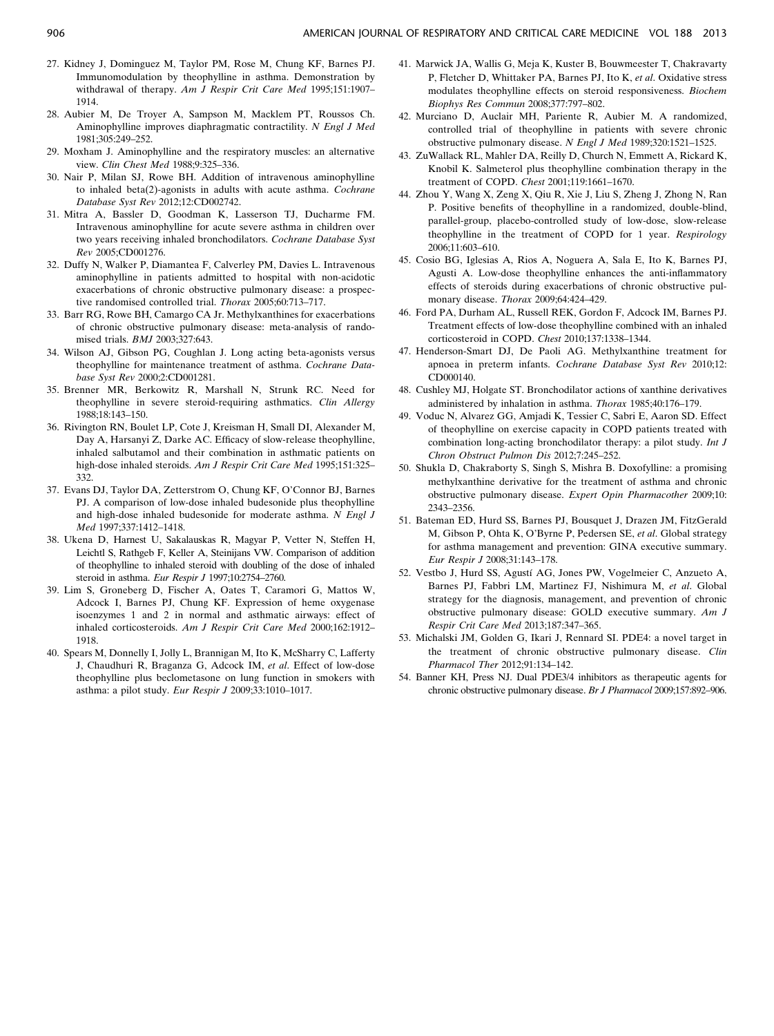27. Kidney J, Dominguez M, Taylor PM, Rose M, Chung KF, Barnes PJ. Immunomodulation by theophylline in asthma. Demonstration by withdrawal of therapy. *Am J Respir Crit Care Med* 1995;151:1907–1914.
28. Aubier M, De Troyer A, Sampson M, Macklem PT, Roussos Ch. Aminophylline improves diaphragmatic contractility. *N Engl J Med* 1981;305:249–252.
29. Moxham J. Aminophylline and the respiratory muscles: an alternative view. *Clin Chest Med* 1988;9:325–336.
30. Nair P, Milan SJ, Rowe BH. Addition of intravenous aminophylline to inhaled beta(2)-agonists in adults with acute asthma. *Cochrane Database Syst Rev* 2012;12:CD002742.
31. Mitra A, Bassler D, Goodman K, Lasserson TJ, Ducharme FM. Intravenous aminophylline for acute severe asthma in children over two years receiving inhaled bronchodilators. *Cochrane Database Syst Rev* 2005;CD001276.
32. Duffy N, Walker P, Diamantea F, Calverley PM, Davies L. Intravenous aminophylline in patients admitted to hospital with non-acidotic exacerbations of chronic obstructive pulmonary disease: a prospective randomised controlled trial. *Thorax* 2005;60:713–717.
33. Barr RG, Rowe BH, Camargo CA Jr. Methylxanthines for exacerbations of chronic obstructive pulmonary disease: meta-analysis of randomised trials. *BMJ* 2003;327:643.
34. Wilson AJ, Gibson PG, Coughlan J. Long acting beta-agonists versus theophylline for maintenance treatment of asthma. *Cochrane Database Syst Rev* 2000;2:CD001281.
35. Brenner MR, Berkowitz R, Marshall N, Strunk RC. Need for theophylline in severe steroid-requiring asthmatics. *Clin Allergy* 1988;18:143–150.
36. Rivington RN, Boulet LP, Cote J, Kreisman H, Small DI, Alexander M, Day A, Harsanyi Z, Darke AC. Efficacy of slow-release theophylline, inhaled salbutamol and their combination in asthmatic patients on high-dose inhaled steroids. *Am J Respir Crit Care Med* 1995;151:325–332.
37. Evans DJ, Taylor DA, Zetterstrom O, Chung KF, O'Connor BJ, Barnes PJ. A comparison of low-dose inhaled budesonide plus theophylline and high-dose inhaled budesonide for moderate asthma. *N Engl J Med* 1997;337:1412–1418.
38. Ukena D, Harnest U, Sakalauskas R, Magyar P, Vetter N, Steffen H, Leichtl S, Rathgeb F, Keller A, Steinijans VW. Comparison of addition of theophylline to inhaled steroid with doubling of the dose of inhaled steroid in asthma. *Eur Respir J* 1997;10:2754–2760.
39. Lim S, Groneberg D, Fischer A, Oates T, Caramori G, Mattos W, Adcock I, Barnes PJ, Chung KF. Expression of heme oxygenase isoenzymes 1 and 2 in normal and asthmatic airways: effect of inhaled corticosteroids. *Am J Respir Crit Care Med* 2000;162:1912–1918.
40. Spears M, Donnelly I, Jolly L, Brannigan M, Ito K, McSharry C, Lafferty J, Chaudhuri R, Braganza G, Adcock IM, *et al*. Effect of low-dose theophylline plus beclometasone on lung function in smokers with asthma: a pilot study. *Eur Respir J* 2009;33:1010–1017.
41. Marwick JA, Wallis G, Meja K, Kuster B, Bouwmeester T, Chakravarty P, Fletcher D, Whittaker PA, Barnes PJ, Ito K, *et al*. Oxidative stress modulates theophylline effects on steroid responsiveness. *Biochem Biophys Res Commun* 2008;377:797–802.
42. Murciano D, Auclair MH, Pariente R, Aubier M. A randomized, controlled trial of theophylline in patients with severe chronic obstructive pulmonary disease. *N Engl J Med* 1989;320:1521–1525.
43. ZuWallack RL, Mahler DA, Reilly D, Church N, Emmett A, Rickard K, Knobil K. Salmeterol plus theophylline combination therapy in the treatment of COPD. *Chest* 2001;119:1661–1670.
44. Zhou Y, Wang X, Zeng X, Qiu R, Xie J, Liu S, Zheng J, Zhong N, Ran P. Positive benefits of theophylline in a randomized, double-blind, parallel-group, placebo-controlled study of low-dose, slow-release theophylline in the treatment of COPD for 1 year. *Respirology* 2006;11:603–610.
45. Cosio BG, Iglesias A, Rios A, Noguera A, Sala E, Ito K, Barnes PJ, Agusti A. Low-dose theophylline enhances the anti-inflammatory effects of steroids during exacerbations of chronic obstructive pulmonary disease. *Thorax* 2009;64:424–429.
46. Ford PA, Durham AL, Russell REK, Gordon F, Adcock IM, Barnes PJ. Treatment effects of low-dose theophylline combined with an inhaled corticosteroid in COPD. *Chest* 2010;137:1338–1344.
47. Henderson-Smart DJ, De Paoli AG. Methylxanthine treatment for apnoea in preterm infants. *Cochrane Database Syst Rev* 2010;12:CD000140.
48. Cushley MJ, Holgate ST. Bronchodilator actions of xanthine derivatives administered by inhalation in asthma. *Thorax* 1985;40:176–179.
49. Voduc N, Alvarez GG, Amjadi K, Tessier C, Sabri E, Aaron SD. Effect of theophylline on exercise capacity in COPD patients treated with combination long-acting bronchodilator therapy: a pilot study. *Int J Chron Obstruct Pulmon Dis* 2012;7:245–252.
50. Shukla D, Chakraborty S, Singh S, Mishra B. Doxofylline: a promising methylxanthine derivative for the treatment of asthma and chronic obstructive pulmonary disease. *Expert Opin Pharmacother* 2009;10:2343–2356.
51. Bateman ED, Hurd SS, Barnes PJ, Bousquet J, Drazen JM, FitzGerald M, Gibson P, Ohta K, O'Byrne P, Pedersen SE, *et al*. Global strategy for asthma management and prevention: GINA executive summary. *Eur Respir J* 2008;31:143–178.
52. Vestbo J, Hurd SS, Agustí AG, Jones PW, Vogelmeier C, Anzueto A, Barnes PJ, Fabbri LM, Martinez FJ, Nishimura M, *et al*. Global strategy for the diagnosis, management, and prevention of chronic obstructive pulmonary disease: GOLD executive summary. *Am J Respir Crit Care Med* 2013;187:347–365.
53. Michalski JM, Golden G, Ikari J, Rennard SI. PDE4: a novel target in the treatment of chronic obstructive pulmonary disease. *Clin Pharmacol Ther* 2012;91:134–142.
54. Banner KH, Press NJ. Dual PDE3/4 inhibitors as therapeutic agents for chronic obstructive pulmonary disease. *Br J Pharmacol* 2009;157:892–906.